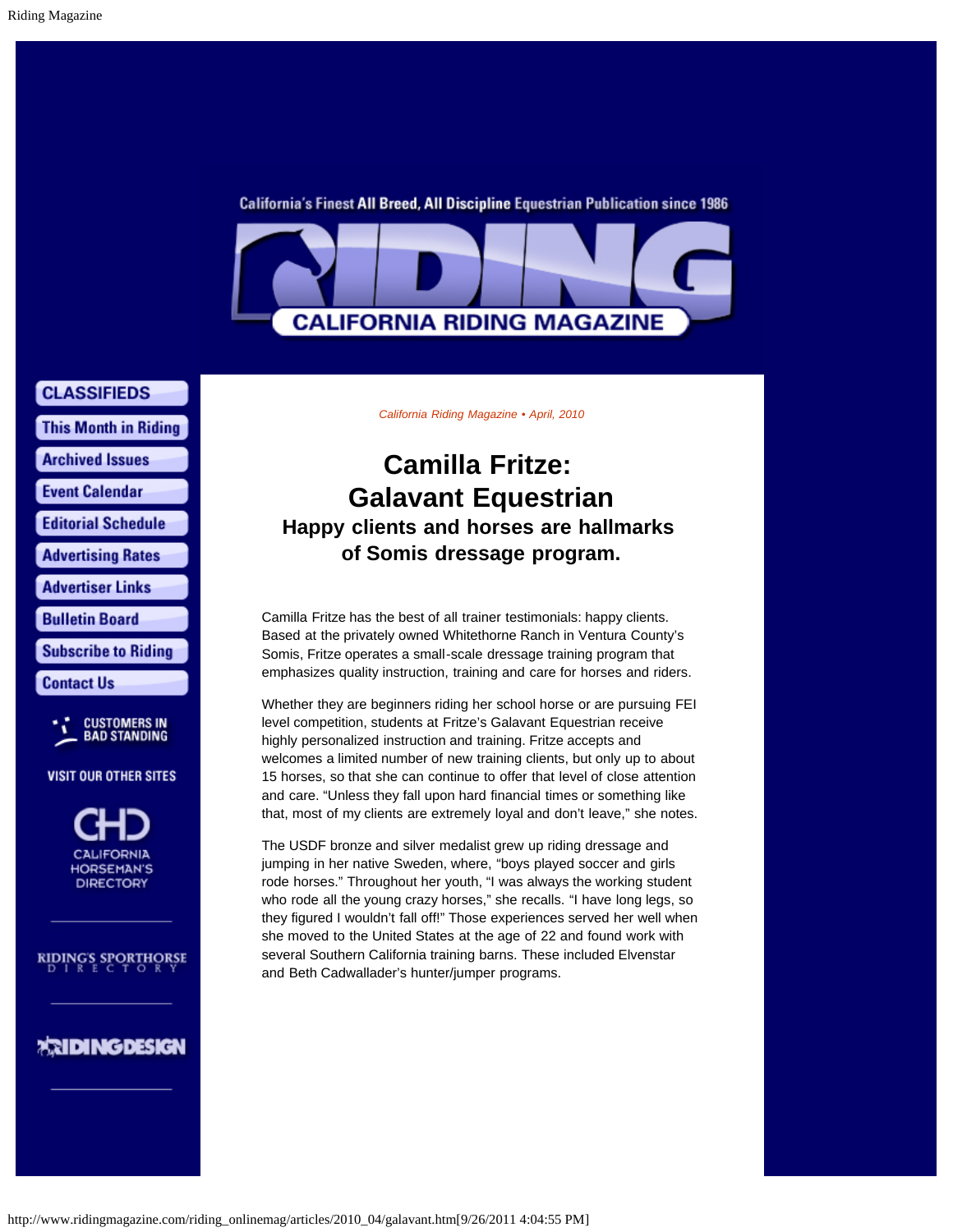*California Riding Magazine • April, 2010*

# Camilla Fritze: Galavant Equestrian

## Happy clients and horses are hallmarks of Somis dressage program.

Camilla Fritze has the best of all trainer testimonials: happy clients. Based at the privately owned Whitethorne Ranch in Ventura County's Somis, Fritze operates a small-scale dressage training program that emphasizes quality instruction, training and care for horses and riders.

Whether they are beginners riding her school horse or are pursuing FEI level competition, students at Fritze's Galavant Equestrian receive highly personalized instruction and training. Fritze accepts and welcomes a limited number of new training clients, but only up to about 15 horses, so that she can continue to offer that level of close attention and care. "Unless they fall upon hard financial times or something like that, most of my clients are extremely loyal and don't leave," she notes.

The USDF bronze and silver medalist grew up riding dressage and jumping in her native Sweden, where, "boys played soccer and girls rode horses." Throughout her youth, "I was always the working student who rode all the young crazy horses," she recalls. "I have long legs, so they figured I wouldn't fall off!" Those experiences served her well when she moved to the United States at the age of 22 and found work with several Southern California training barns. These included Elvenstar and Beth Cadwallader's hunter/jumper programs.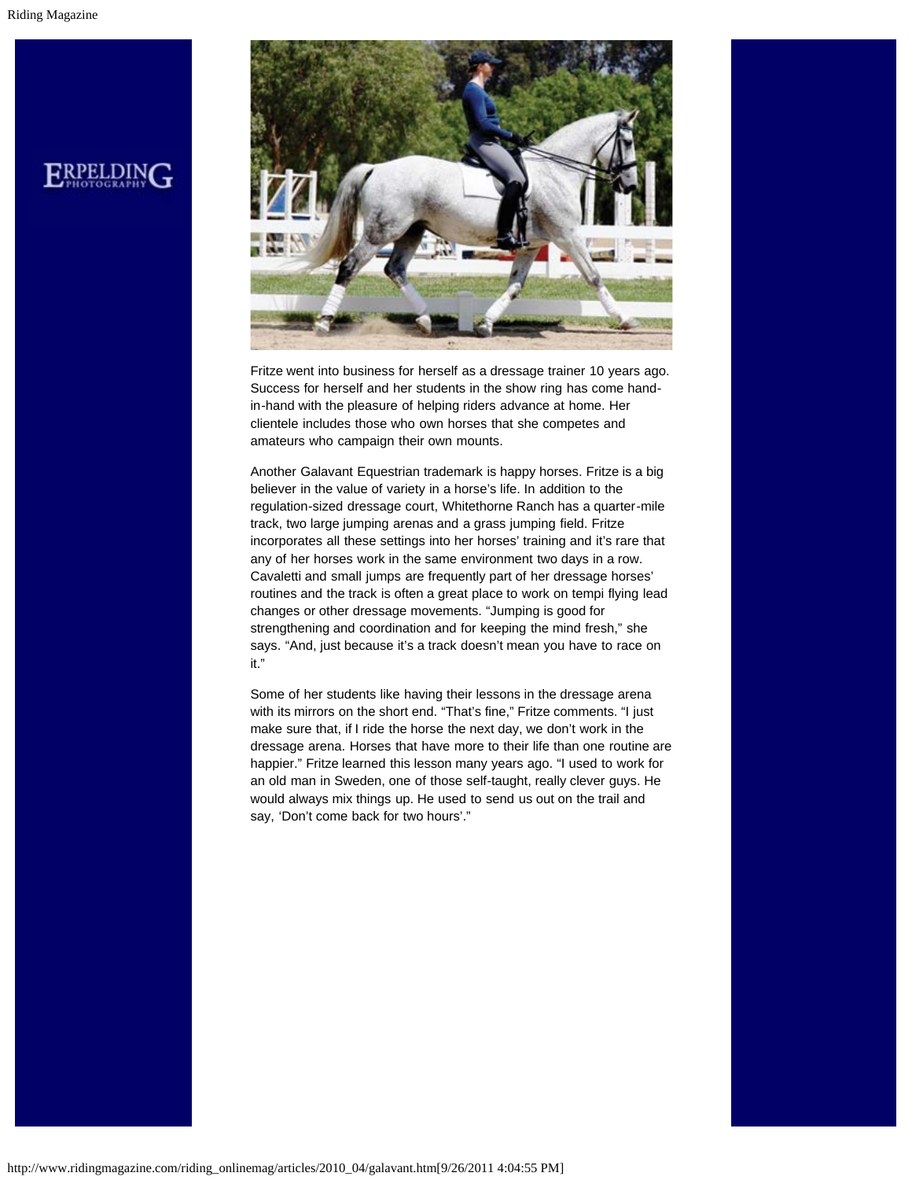Fritze went into business for herself as a dressage trainer 10 years ago. Success for herself and her students in the show ring has come hand-in-hand with the pleasure of helping riders advance at home. Her clientele includes those who own horses that she competes and amateurs who campaign their own mounts.

Another Galavant Equestrian trademark is happy horses. Fritze is a big believer in the value of variety in a horse's life. In addition to the regulation-sized dressage court, Whitethorne Ranch has a quarter-mile track, two large jumping arenas and a grass jumping field. Fritze incorporates all these settings into her horses' training and it's rare that any of her horses work in the same environment two days in a row. Cavaletti and small jumps are frequently part of her dressage horses' routines and the track is often a great place to work on tempi flying lead changes or other dressage movements. "Jumping is good for strengthening and coordination and for keeping the mind fresh," she says. "And, just because it's a track doesn't mean you have to race on it."

Some of her students like having their lessons in the dressage arena with its mirrors on the short end. "That's fine," Fritze comments. "I just make sure that, if I ride the horse the next day, we don't work in the dressage arena. Horses that have more to their life than one routine are happier." Fritze learned this lesson many years ago. "I used to work for an old man in Sweden, one of those self-taught, really clever guys. He would always mix things up. He used to send us out on the trail and say, 'Don't come back for two hours'."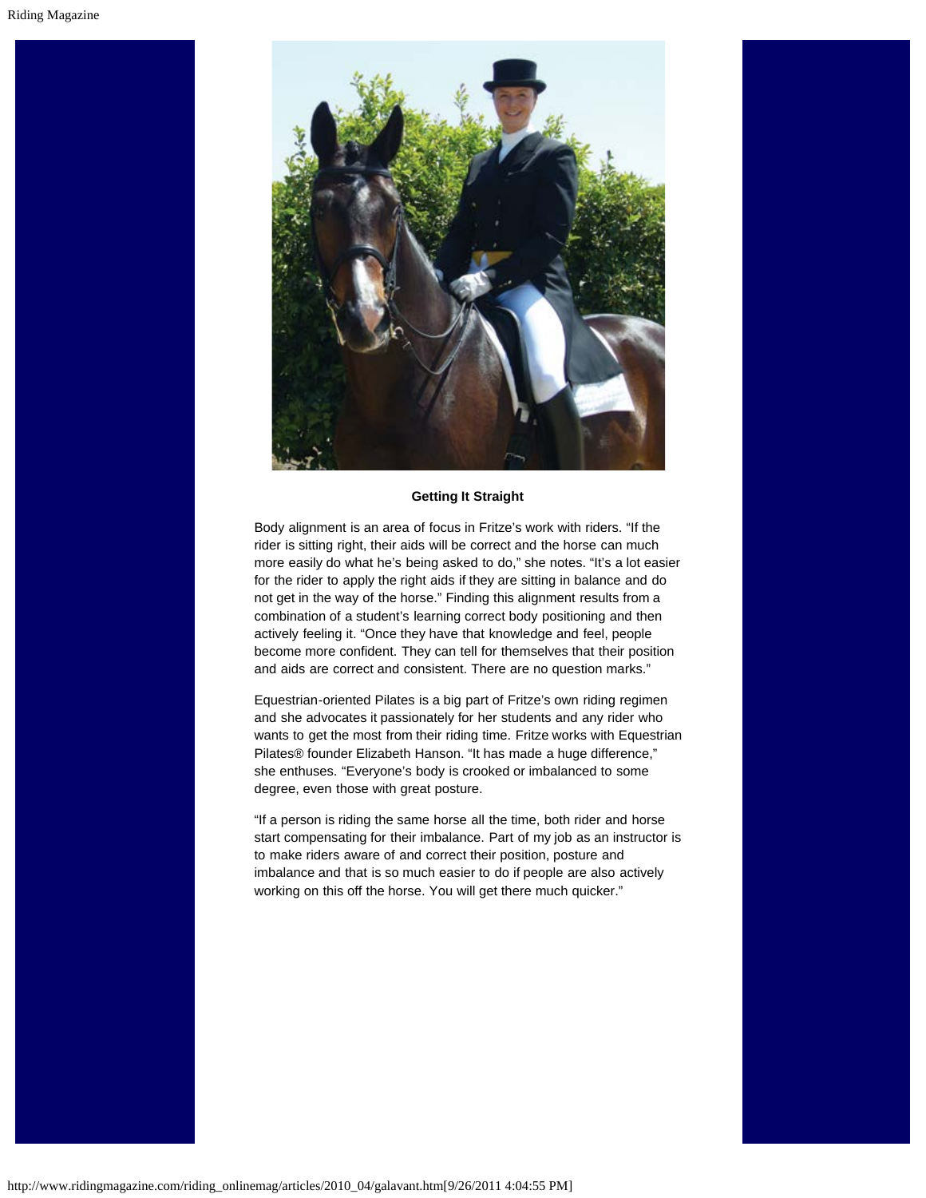**Getting It Straight**

Body alignment is an area of focus in Fritze's work with riders. "If the rider is sitting right, their aids will be correct and the horse can much more easily do what he's being asked to do," she notes. "It's a lot easier for the rider to apply the right aids if they are sitting in balance and do not get in the way of the horse." Finding this alignment results from a combination of a student's learning correct body positioning and then actively feeling it. "Once they have that knowledge and feel, people become more confident. They can tell for themselves that their position and aids are correct and consistent. There are no question marks."

Equestrian-oriented Pilates is a big part of Fritze's own riding regimen and she advocates it passionately for her students and any rider who wants to get the most from their riding time. Fritze works with Equestrian Pilates® founder Elizabeth Hanson. "It has made a huge difference," she enthuses. "Everyone's body is crooked or imbalanced to some degree, even those with great posture.

"If a person is riding the same horse all the time, both rider and horse start compensating for their imbalance. Part of my job as an instructor is to make riders aware of and correct their position, posture and imbalance and that is so much easier to do if people are also actively working on this off the horse. You will get there much quicker."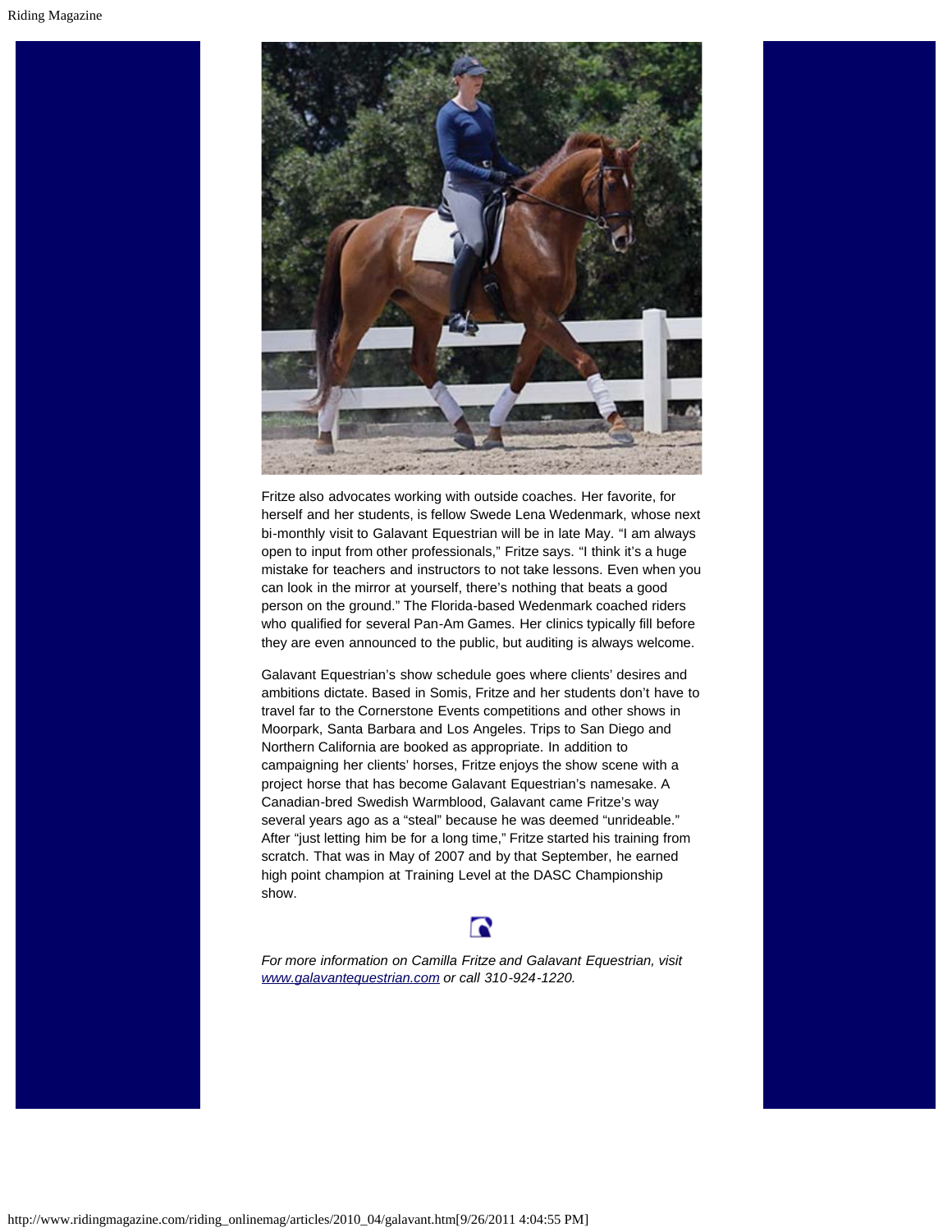Fritze also advocates working with outside coaches. Her favorite, for herself and her students, is fellow Swede Lena Wedenmark, whose next bi-monthly visit to Galavant Equestrian will be in late May. "I am always open to input from other professionals," Fritze says. "I think it's a huge mistake for teachers and instructors to not take lessons. Even when you can look in the mirror at yourself, there's nothing that beats a good person on the ground." The Florida-based Wedenmark coached riders who qualified for several Pan-Am Games. Her clinics typically fill before they are even announced to the public, but auditing is always welcome.

Galavant Equestrian's show schedule goes where clients' desires and ambitions dictate. Based in Somis, Fritze and her students don't have to travel far to the Cornerstone Events competitions and other shows in Moorpark, Santa Barbara and Los Angeles. Trips to San Diego and Northern California are booked as appropriate. In addition to campaigning her clients' horses, Fritze enjoys the show scene with a project horse that has become Galavant Equestrian's namesake. A Canadian-bred Swedish Warmblood, Galavant came Fritze's way several years ago as a "steal" because he was deemed "unrideable." After "just letting him be for a long time," Fritze started his training from scratch. That was in May of 2007 and by that September, he earned high point champion at Training Level at the DASC Championship show.

*For more information on Camilla Fritze and Galavant Equestrian, visit [www.galavantequestrian.com](http://www.galavantequestrian.com) or call 310-924-1220.*